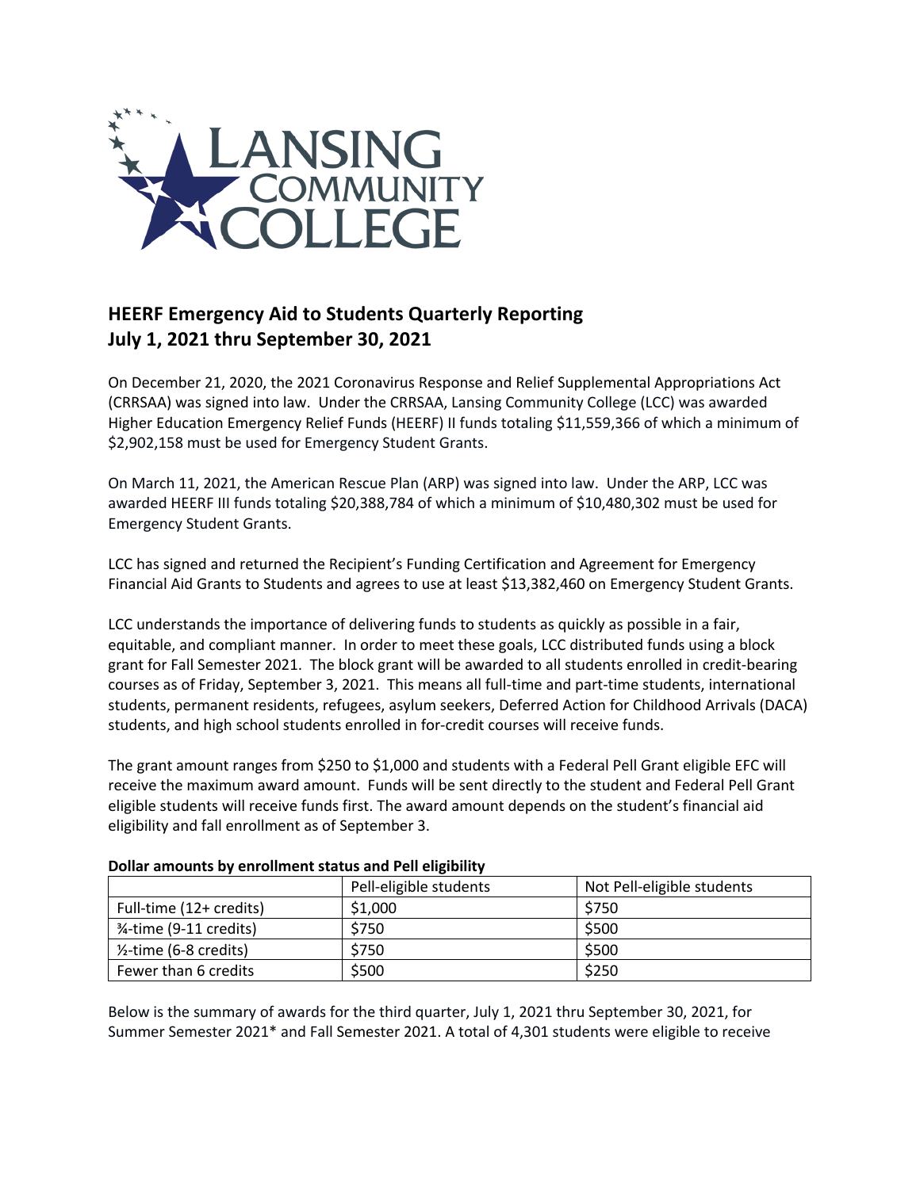## HEERF Emergency Aid to Students Quarterly Reporting
## July 1, 2021 thru September 30, 2021

On December 21, 2020, the 2021 Coronavirus Response and Relief Supplemental Appropriations Act (CRRSAA) was signed into law. Under the CRRSAA, Lansing Community College (LCC) was awarded Higher Education Emergency Relief Funds (HEERF) II funds totaling $11,559,366 of which a minimum of $2,902,158 must be used for Emergency Student Grants.

On March 11, 2021, the American Rescue Plan (ARP) was signed into law. Under the ARP, LCC was awarded HEERF III funds totaling $20,388,784 of which a minimum of $10,480,302 must be used for Emergency Student Grants.

LCC has signed and returned the Recipient's Funding Certification and Agreement for Emergency Financial Aid Grants to Students and agrees to use at least $13,382,460 on Emergency Student Grants.

LCC understands the importance of delivering funds to students as quickly as possible in a fair, equitable, and compliant manner. In order to meet these goals, LCC distributed funds using a block grant for Fall Semester 2021. The block grant will be awarded to all students enrolled in credit-bearing courses as of Friday, September 3, 2021. This means all full-time and part-time students, international students, permanent residents, refugees, asylum seekers, Deferred Action for Childhood Arrivals (DACA) students, and high school students enrolled in for-credit courses will receive funds.

The grant amount ranges from $250 to $1,000 and students with a Federal Pell Grant eligible EFC will receive the maximum award amount. Funds will be sent directly to the student and Federal Pell Grant eligible students will receive funds first. The award amount depends on the student's financial aid eligibility and fall enrollment as of September 3.

**Dollar amounts by enrollment status and Pell eligibility**

| | Pell-eligible students | Not Pell-eligible students |
|---|---|---|
| Full-time (12+ credits) | $1,000 | $750 |
| ¾-time (9-11 credits) | $750 | $500 |
| ½-time (6-8 credits) | $750 | $500 |
| Fewer than 6 credits | $500 | $250 |

Below is the summary of awards for the third quarter, July 1, 2021 thru September 30, 2021, for Summer Semester 2021* and Fall Semester 2021. A total of 4,301 students were eligible to receive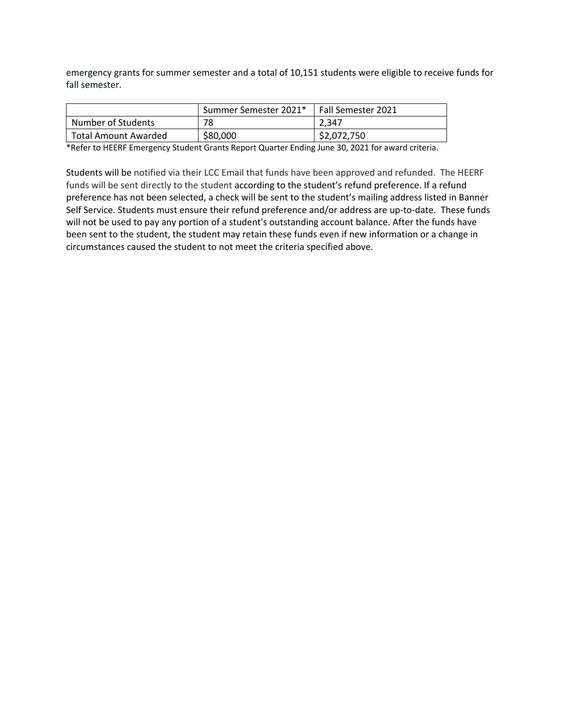emergency grants for summer semester and a total of 10,151 students were eligible to receive funds for fall semester.

| | Summer Semester 2021* | Fall Semester 2021 |
|---|---|---|
| Number of Students | 78 | 2,347 |
| Total Amount Awarded | $80,000 | $2,072,750 |

*Refer to HEERF Emergency Student Grants Report Quarter Ending June 30, 2021 for award criteria.

Students will be notified via their LCC Email that funds have been approved and refunded. The HEERF funds will be sent directly to the student according to the student's refund preference. If a refund preference has not been selected, a check will be sent to the student's mailing address listed in Banner Self Service. Students must ensure their refund preference and/or address are up-to-date. These funds will not be used to pay any portion of a student's outstanding account balance. After the funds have been sent to the student, the student may retain these funds even if new information or a change in circumstances caused the student to not meet the criteria specified above.